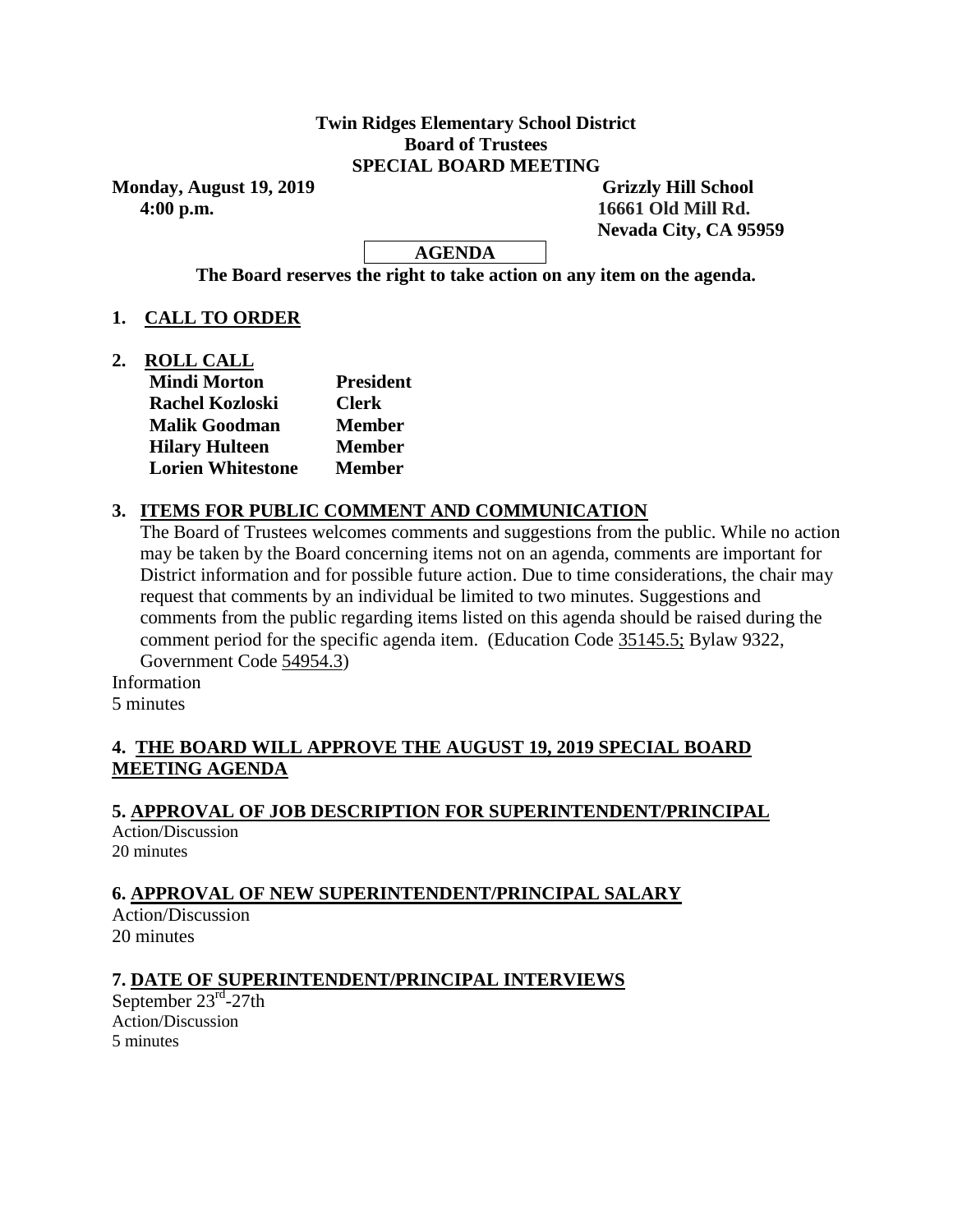**Twin Ridges Elementary School District**
**Board of Trustees**
**SPECIAL BOARD MEETING**

**Monday, August 19, 2019**
**4:00 p.m.**

**Grizzly Hill School**
**16661 Old Mill Rd.**
**Nevada City, CA 95959**

**AGENDA**

**The Board reserves the right to take action on any item on the agenda.**

**1. CALL TO ORDER**

**2. ROLL CALL**

| | |
|---|---|
| **Mindi Morton** | **President** |
| **Rachel Kozloski** | **Clerk** |
| **Malik Goodman** | **Member** |
| **Hilary Hulteen** | **Member** |
| **Lorien Whitestone** | **Member** |

**3. ITEMS FOR PUBLIC COMMENT AND COMMUNICATION**

The Board of Trustees welcomes comments and suggestions from the public. While no action may be taken by the Board concerning items not on an agenda, comments are important for District information and for possible future action. Due to time considerations, the chair may request that comments by an individual be limited to two minutes. Suggestions and comments from the public regarding items listed on this agenda should be raised during the comment period for the specific agenda item. (Education Code 35145.5; Bylaw 9322, Government Code 54954.3)

Information
5 minutes

**4. THE BOARD WILL APPROVE THE AUGUST 19, 2019 SPECIAL BOARD MEETING AGENDA**

**5. APPROVAL OF JOB DESCRIPTION FOR SUPERINTENDENT/PRINCIPAL**

Action/Discussion
20 minutes

**6. APPROVAL OF NEW SUPERINTENDENT/PRINCIPAL SALARY**

Action/Discussion
20 minutes

**7. DATE OF SUPERINTENDENT/PRINCIPAL INTERVIEWS**

September 23rd-27th
Action/Discussion
5 minutes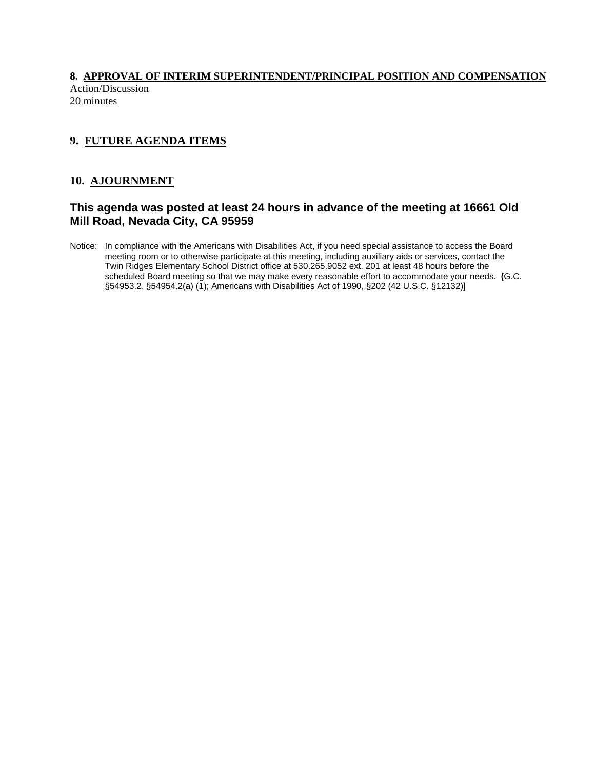**8. APPROVAL OF INTERIM SUPERINTENDENT/PRINCIPAL POSITION AND COMPENSATION**
Action/Discussion
20 minutes

## 9. FUTURE AGENDA ITEMS

## 10. AJOURNMENT

### This agenda was posted at least 24 hours in advance of the meeting at 16661 Old Mill Road, Nevada City, CA 95959

Notice: In compliance with the Americans with Disabilities Act, if you need special assistance to access the Board meeting room or to otherwise participate at this meeting, including auxiliary aids or services, contact the Twin Ridges Elementary School District office at 530.265.9052 ext. 201 at least 48 hours before the scheduled Board meeting so that we may make every reasonable effort to accommodate your needs. {G.C. §54953.2, §54954.2(a) (1); Americans with Disabilities Act of 1990, §202 (42 U.S.C. §12132)]